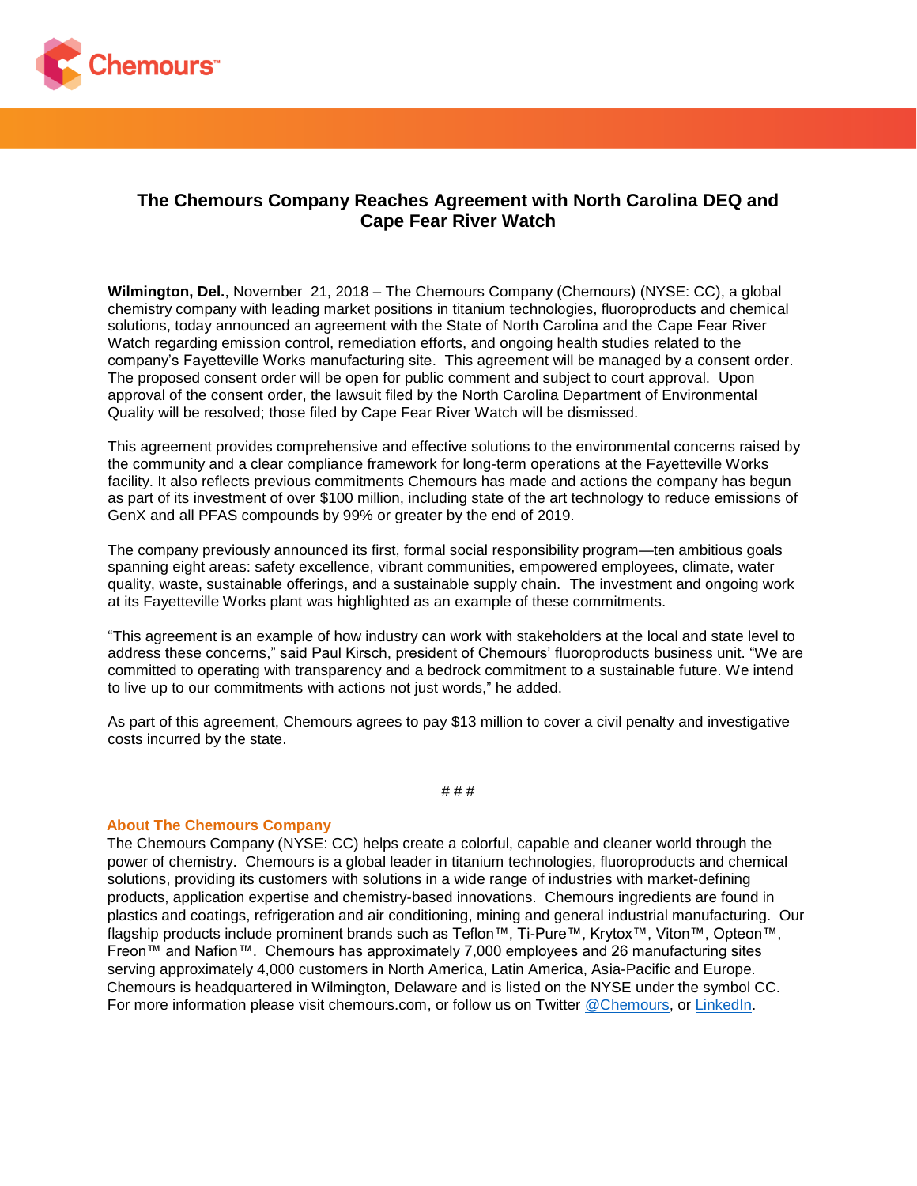# The Chemours Company Reaches Agreement with North Carolina DEQ and Cape Fear River Watch

**Wilmington, Del.**, November 21, 2018 – The Chemours Company (Chemours) (NYSE: CC), a global chemistry company with leading market positions in titanium technologies, fluoroproducts and chemical solutions, today announced an agreement with the State of North Carolina and the Cape Fear River Watch regarding emission control, remediation efforts, and ongoing health studies related to the company's Fayetteville Works manufacturing site. This agreement will be managed by a consent order. The proposed consent order will be open for public comment and subject to court approval. Upon approval of the consent order, the lawsuit filed by the North Carolina Department of Environmental Quality will be resolved; those filed by Cape Fear River Watch will be dismissed.

This agreement provides comprehensive and effective solutions to the environmental concerns raised by the community and a clear compliance framework for long-term operations at the Fayetteville Works facility. It also reflects previous commitments Chemours has made and actions the company has begun as part of its investment of over $100 million, including state of the art technology to reduce emissions of GenX and all PFAS compounds by 99% or greater by the end of 2019.

The company previously announced its first, formal social responsibility program—ten ambitious goals spanning eight areas: safety excellence, vibrant communities, empowered employees, climate, water quality, waste, sustainable offerings, and a sustainable supply chain. The investment and ongoing work at its Fayetteville Works plant was highlighted as an example of these commitments.

"This agreement is an example of how industry can work with stakeholders at the local and state level to address these concerns," said Paul Kirsch, president of Chemours' fluoroproducts business unit. "We are committed to operating with transparency and a bedrock commitment to a sustainable future. We intend to live up to our commitments with actions not just words," he added.

As part of this agreement, Chemours agrees to pay $13 million to cover a civil penalty and investigative costs incurred by the state.

# # #

### About The Chemours Company

The Chemours Company (NYSE: CC) helps create a colorful, capable and cleaner world through the power of chemistry. Chemours is a global leader in titanium technologies, fluoroproducts and chemical solutions, providing its customers with solutions in a wide range of industries with market-defining products, application expertise and chemistry-based innovations. Chemours ingredients are found in plastics and coatings, refrigeration and air conditioning, mining and general industrial manufacturing. Our flagship products include prominent brands such as Teflon™, Ti-Pure™, Krytox™, Viton™, Opteon™, Freon™ and Nafion™. Chemours has approximately 7,000 employees and 26 manufacturing sites serving approximately 4,000 customers in North America, Latin America, Asia-Pacific and Europe. Chemours is headquartered in Wilmington, Delaware and is listed on the NYSE under the symbol CC. For more information please visit chemours.com, or follow us on Twitter @Chemours, or LinkedIn.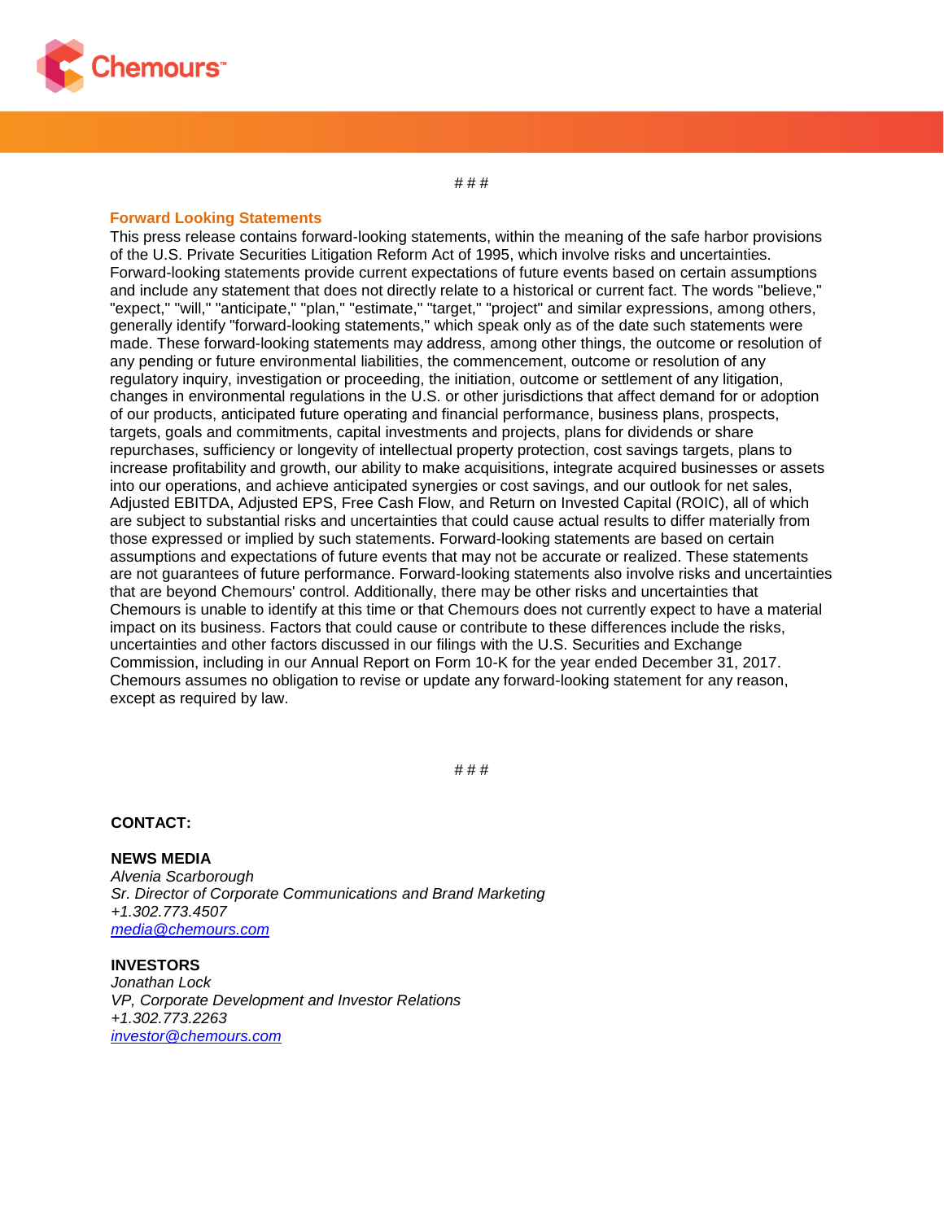# # #

## Forward Looking Statements

This press release contains forward-looking statements, within the meaning of the safe harbor provisions of the U.S. Private Securities Litigation Reform Act of 1995, which involve risks and uncertainties. Forward-looking statements provide current expectations of future events based on certain assumptions and include any statement that does not directly relate to a historical or current fact. The words "believe," "expect," "will," "anticipate," "plan," "estimate," "target," "project" and similar expressions, among others, generally identify "forward-looking statements," which speak only as of the date such statements were made. These forward-looking statements may address, among other things, the outcome or resolution of any pending or future environmental liabilities, the commencement, outcome or resolution of any regulatory inquiry, investigation or proceeding, the initiation, outcome or settlement of any litigation, changes in environmental regulations in the U.S. or other jurisdictions that affect demand for or adoption of our products, anticipated future operating and financial performance, business plans, prospects, targets, goals and commitments, capital investments and projects, plans for dividends or share repurchases, sufficiency or longevity of intellectual property protection, cost savings targets, plans to increase profitability and growth, our ability to make acquisitions, integrate acquired businesses or assets into our operations, and achieve anticipated synergies or cost savings, and our outlook for net sales, Adjusted EBITDA, Adjusted EPS, Free Cash Flow, and Return on Invested Capital (ROIC), all of which are subject to substantial risks and uncertainties that could cause actual results to differ materially from those expressed or implied by such statements. Forward-looking statements are based on certain assumptions and expectations of future events that may not be accurate or realized. These statements are not guarantees of future performance. Forward-looking statements also involve risks and uncertainties that are beyond Chemours' control. Additionally, there may be other risks and uncertainties that Chemours is unable to identify at this time or that Chemours does not currently expect to have a material impact on its business. Factors that could cause or contribute to these differences include the risks, uncertainties and other factors discussed in our filings with the U.S. Securities and Exchange Commission, including in our Annual Report on Form 10-K for the year ended December 31, 2017. Chemours assumes no obligation to revise or update any forward-looking statement for any reason, except as required by law.

# # #

**CONTACT:**

**NEWS MEDIA**
*Alvenia Scarborough*
*Sr. Director of Corporate Communications and Brand Marketing*
*+1.302.773.4507*
*media@chemours.com*

**INVESTORS**
*Jonathan Lock*
*VP, Corporate Development and Investor Relations*
*+1.302.773.2263*
*investor@chemours.com*